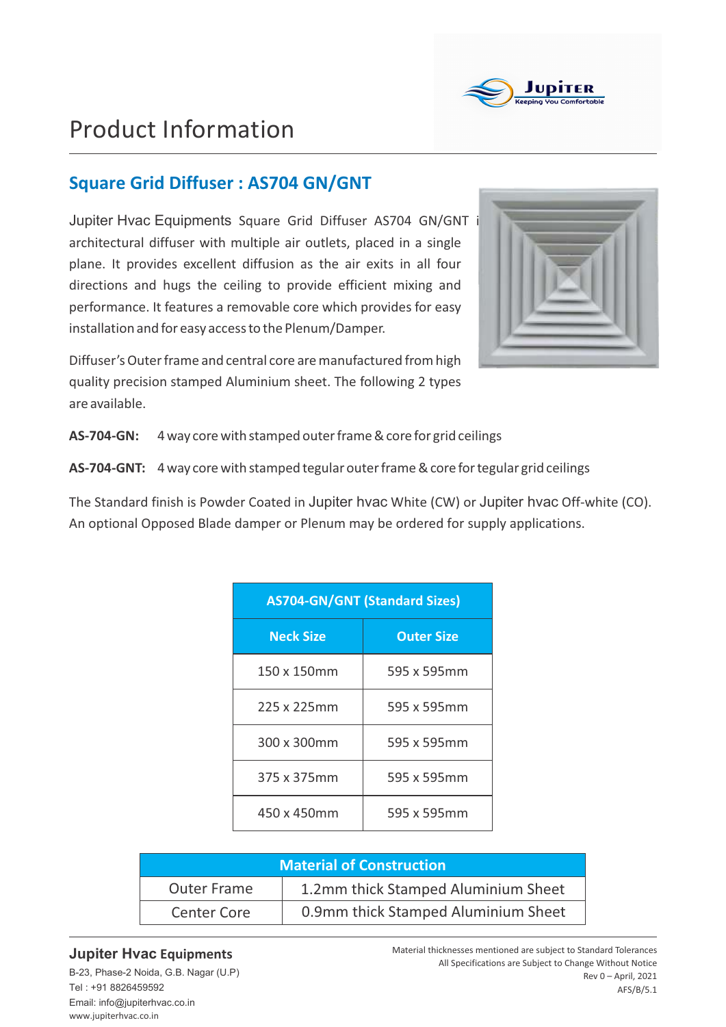# Product Information

## Square Grid Diffuser : AS704 GN/GNT

Jupiter Hvac Equipments Square Grid Diffuser AS704 GN/GNT i architectural diffuser with multiple air outlets, placed in a single plane. It provides excellent diffusion as the air exits in all four directions and hugs the ceiling to provide efficient mixing and performance. It features a removable core which provides for easy installation and for easy access to the Plenum/Damper.

Diffuser's Outer frame and central core are manufactured from high quality precision stamped Aluminium sheet. The following 2 types are available.

**AS-704-GN:** 4 way core with stamped outer frame & core for grid ceilings

**AS-704-GNT:** 4 way core with stamped tegular outer frame & core for tegular grid ceilings

The Standard finish is Powder Coated in Jupiter hvac White (CW) or Jupiter hvac Off-white (CO). An optional Opposed Blade damper or Plenum may be ordered for supply applications.

| AS704-GN/GNT (Standard Sizes) | |
|---|---|
| **Neck Size** | **Outer Size** |
| 150 x 150mm | 595 x 595mm |
| 225 x 225mm | 595 x 595mm |
| 300 x 300mm | 595 x 595mm |
| 375 x 375mm | 595 x 595mm |
| 450 x 450mm | 595 x 595mm |

| Material of Construction | |
|---|---|
| Outer Frame | 1.2mm thick Stamped Aluminium Sheet |
| Center Core | 0.9mm thick Stamped Aluminium Sheet |

**Jupiter Hvac Equipments**
B-23, Phase-2 Noida, G.B. Nagar (U.P)
Tel : +91 8826459592
Email: info@jupiterhvac.co.in
www.jupiterhvac.co.in

Material thicknesses mentioned are subject to Standard Tolerances
All Specifications are Subject to Change Without Notice
Rev 0 – April, 2021
AFS/B/5.1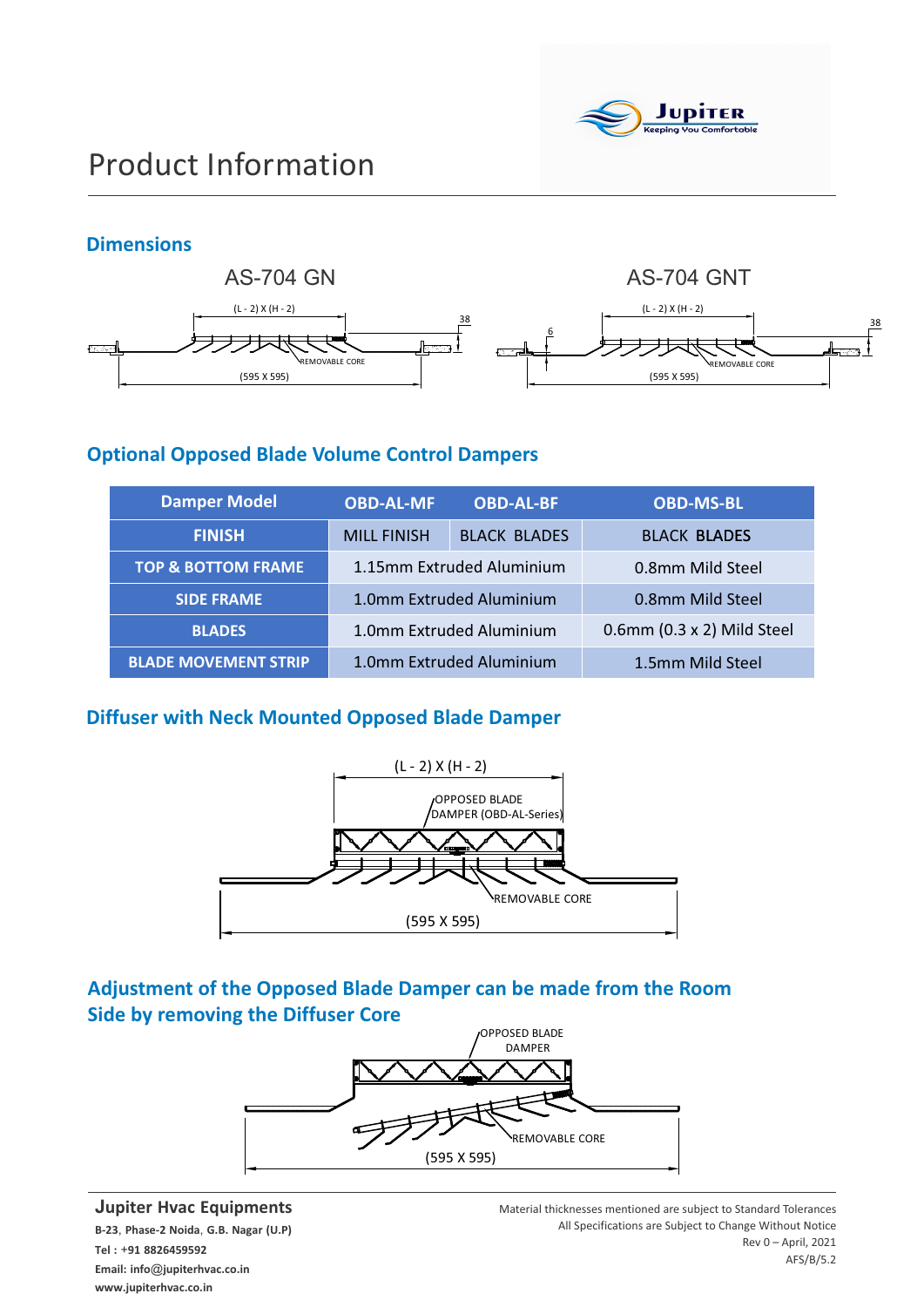# Product Information

## Dimensions

AS-704 GN

(L - 2) X (H - 2)

38

REMOVABLE CORE

(595 X 595)

AS-704 GNT

(L - 2) X (H - 2)

6

38

REMOVABLE CORE

(595 X 595)

## Optional Opposed Blade Volume Control Dampers

| Damper Model | OBD-AL-MF | OBD-AL-BF | OBD-MS-BL |
|---|---|---|---|
| FINISH | MILL FINISH | BLACK BLADES | BLACK BLADES |
| TOP & BOTTOM FRAME | 1.15mm Extruded Aluminium | | 0.8mm Mild Steel |
| SIDE FRAME | 1.0mm Extruded Aluminium | | 0.8mm Mild Steel |
| BLADES | 1.0mm Extruded Aluminium | | 0.6mm (0.3 x 2) Mild Steel |
| BLADE MOVEMENT STRIP | 1.0mm Extruded Aluminium | | 1.5mm Mild Steel |

## Diffuser with Neck Mounted Opposed Blade Damper

(L - 2) X (H - 2)

OPPOSED BLADE DAMPER (OBD-AL-Series)

REMOVABLE CORE

(595 X 595)

## Adjustment of the Opposed Blade Damper can be made from the Room Side by removing the Diffuser Core

OPPOSED BLADE DAMPER

REMOVABLE CORE

(595 X 595)

**Jupiter Hvac Equipments**

**B-23, Phase-2 Noida, G.B. Nagar (U.P)**

**Tel : +91 8826459592**

**Email: info@jupiterhvac.co.in**

**www.jupiterhvac.co.in**

Material thicknesses mentioned are subject to Standard Tolerances
All Specifications are Subject to Change Without Notice
Rev 0 – April, 2021
AFS/B/5.2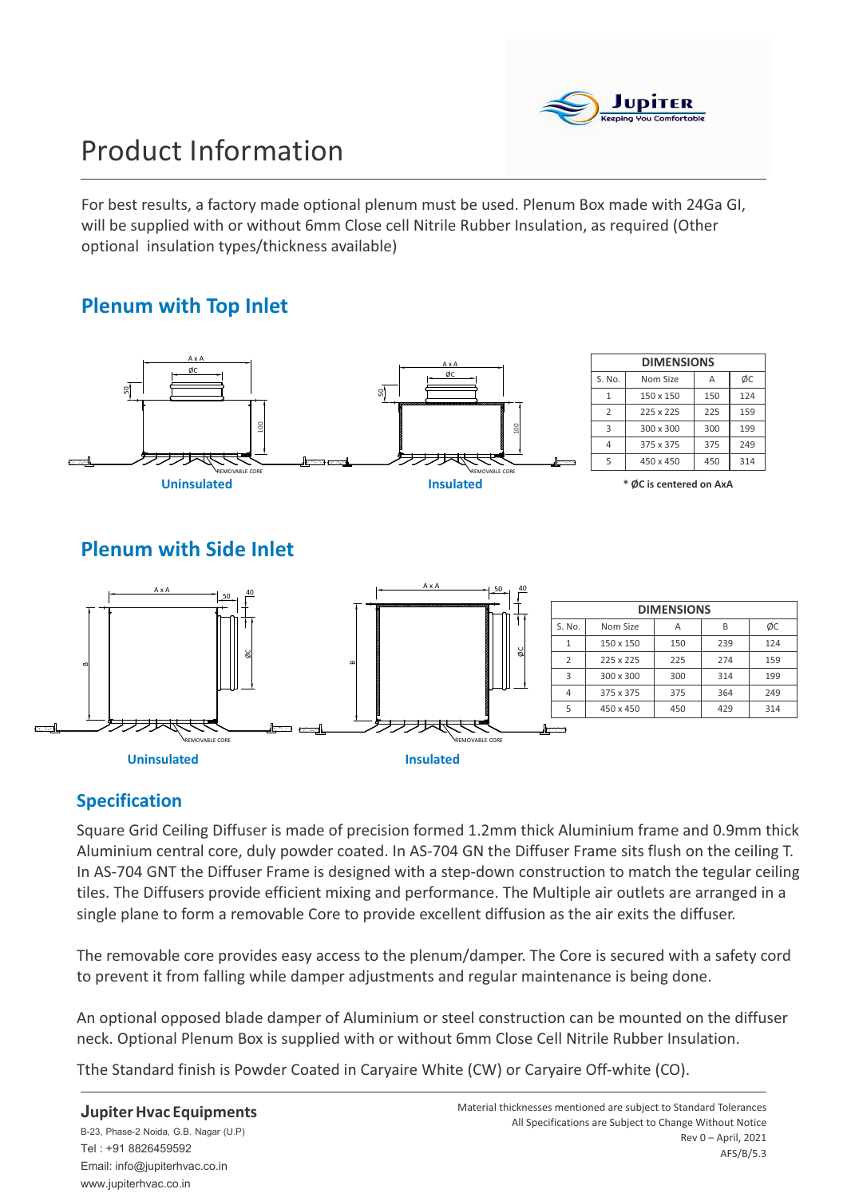# Product Information

For best results, a factory made optional plenum must be used. Plenum Box made with 24Ga GI, will be supplied with or without 6mm Close cell Nitrile Rubber Insulation, as required (Other optional insulation types/thickness available)

## Plenum with Top Inlet

Uninsulated

Insulated

| DIMENSIONS | | | |
|---|---|---|---|
| S. No. | Nom Size | A | ØC |
| 1 | 150 x 150 | 150 | 124 |
| 2 | 225 x 225 | 225 | 159 |
| 3 | 300 x 300 | 300 | 199 |
| 4 | 375 x 375 | 375 | 249 |
| 5 | 450 x 450 | 450 | 314 |

**\* ØC is centered on AxA**

## Plenum with Side Inlet

Uninsulated

Insulated

| DIMENSIONS | | | | |
|---|---|---|---|---|
| S. No. | Nom Size | A | B | ØC |
| 1 | 150 x 150 | 150 | 239 | 124 |
| 2 | 225 x 225 | 225 | 274 | 159 |
| 3 | 300 x 300 | 300 | 314 | 199 |
| 4 | 375 x 375 | 375 | 364 | 249 |
| 5 | 450 x 450 | 450 | 429 | 314 |

## Specification

Square Grid Ceiling Diffuser is made of precision formed 1.2mm thick Aluminium frame and 0.9mm thick Aluminium central core, duly powder coated. In AS-704 GN the Diffuser Frame sits flush on the ceiling T. In AS-704 GNT the Diffuser Frame is designed with a step-down construction to match the tegular ceiling tiles. The Diffusers provide efficient mixing and performance. The Multiple air outlets are arranged in a single plane to form a removable Core to provide excellent diffusion as the air exits the diffuser.

The removable core provides easy access to the plenum/damper. The Core is secured with a safety cord to prevent it from falling while damper adjustments and regular maintenance is being done.

An optional opposed blade damper of Aluminium or steel construction can be mounted on the diffuser neck. Optional Plenum Box is supplied with or without 6mm Close Cell Nitrile Rubber Insulation.

Tthe Standard finish is Powder Coated in Caryaire White (CW) or Caryaire Off-white (CO).

**Jupiter Hvac Equipments**
B-23, Phase-2 Noida, G.B. Nagar (U.P)
Tel : +91 8826459592
Email: info@jupiterhvac.co.in
www.jupiterhvac.co.in

Material thicknesses mentioned are subject to Standard Tolerances
All Specifications are Subject to Change Without Notice
Rev 0 – April, 2021
AFS/B/5.3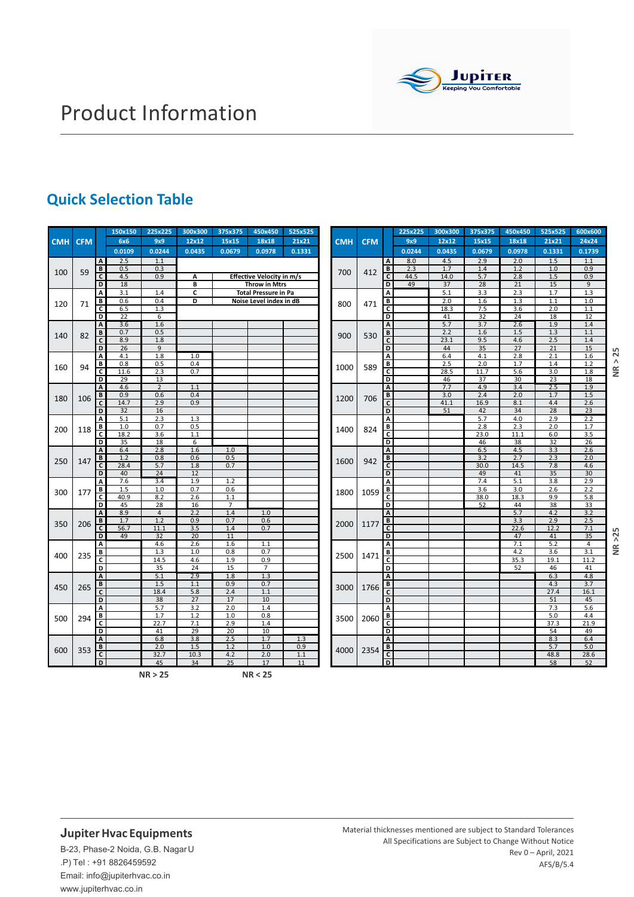# Product Information

## Quick Selection Table

| CMH | CFM | | 150x150 6x6 0.0109 | 225x225 9x9 0.0244 | 300x300 12x12 0.0435 | 375x375 15x15 0.0679 | 450x450 18x18 0.0978 | 525x525 21x21 0.1331 |
|---|---|---|---|---|---|---|---|---|
| 100 | 59 | A | 2.5 | 1.1 | | | | |
| | | B | 0.5 | 0.3 | | | | |
| | | C | 4.5 | 0.9 | | | | |
| | | D | 18 | | | | | |
| 120 | 71 | A | 3.1 | 1.4 | | | | |
| | | B | 0.6 | 0.4 | | | | |
| | | C | 6.5 | 1.3 | | | | |
| | | D | 22 | 6 | | | | |
| 140 | 82 | A | 3.6 | 1.6 | | | | |
| | | B | 0.7 | 0.5 | | | | |
| | | C | 8.9 | 1.8 | | | | |
| | | D | 26 | 9 | | | | |
| 160 | 94 | A | 4.1 | 1.8 | 1.0 | | | |
| | | B | 0.8 | 0.5 | 0.4 | | | |
| | | C | 11.6 | 2.3 | 0.7 | | | |
| | | D | 29 | 13 | | | | |
| 180 | 106 | A | 4.6 | 2 | 1.1 | | | |
| | | B | 0.9 | 0.6 | 0.4 | | | |
| | | C | 14.7 | 2.9 | 0.9 | | | |
| | | D | 32 | 16 | | | | |
| 200 | 118 | A | 5.1 | 2.3 | 1.3 | | | |
| | | B | 1.0 | 0.7 | 0.5 | | | |
| | | C | 18.2 | 3.6 | 1.1 | | | |
| | | D | 35 | 18 | 6 | | | |
| 250 | 147 | A | 6.4 | 2.8 | 1.6 | 1.0 | | |
| | | B | 1.2 | 0.8 | 0.6 | 0.5 | | |
| | | C | 28.4 | 5.7 | 1.8 | 0.7 | | |
| | | D | 40 | 24 | 12 | | | |
| 300 | 177 | A | 7.6 | 3.4 | 1.9 | 1.2 | | |
| | | B | 1.5 | 1.0 | 0.7 | 0.6 | | |
| | | C | 40.9 | 8.2 | 2.6 | 1.1 | | |
| | | D | 45 | 28 | 16 | 7 | | |
| 350 | 206 | A | 8.9 | 4 | 2.2 | 1.4 | 1.0 | |
| | | B | 1.7 | 1.2 | 0.9 | 0.7 | 0.6 | |
| | | C | 56.7 | 11.1 | 3.5 | 1.4 | 0.7 | |
| | | D | 49 | 32 | 20 | 11 | | |
| 400 | 235 | A | | 4.6 | 2.6 | 1.6 | 1.1 | |
| | | B | | 1.3 | 1.0 | 0.8 | 0.7 | |
| | | C | | 14.5 | 4.6 | 1.9 | 0.9 | |
| | | D | | 35 | 24 | 15 | 7 | |
| 450 | 265 | A | | 5.1 | 2.9 | 1.8 | 1.3 | |
| | | B | | 1.5 | 1.1 | 0.9 | 0.7 | |
| | | C | | 18.4 | 5.8 | 2.4 | 1.1 | |
| | | D | | 38 | 27 | 17 | 10 | |
| 500 | 294 | A | | 5.7 | 3.2 | 2.0 | 1.4 | |
| | | B | | 1.7 | 1.2 | 1.0 | 0.8 | |
| | | C | | 22.7 | 7.1 | 2.9 | 1.4 | |
| | | D | | 41 | 29 | 20 | 10 | |
| 600 | 353 | A | | 6.8 | 3.8 | 2.5 | 1.7 | 1.3 |
| | | B | | 2.0 | 1.5 | 1.2 | 1.0 | 0.9 |
| | | C | | 32.7 | 10.3 | 4.2 | 2.0 | 1.1 |
| | | D | | 45 | 34 | 25 | 17 | 11 |

A – Effective Velocity in m/s
B – Throw in Mtrs
C – Total Pressure in Pa
D – Noise Level index in dB

NR > 25 &nbsp;&nbsp;&nbsp;&nbsp; NR < 25

| CMH | CFM | | 225x225 9x9 0.0244 | 300x300 12x12 0.0435 | 375x375 15x15 0.0679 | 450x450 18x18 0.0978 | 525x525 21x21 0.1331 | 600x600 24x24 0.1739 |
|---|---|---|---|---|---|---|---|---|
| 700 | 412 | A | 8.0 | 4.5 | 2.9 | 2.0 | 1.5 | 1.1 |
| | | B | 2.3 | 1.7 | 1.4 | 1.2 | 1.0 | 0.9 |
| | | C | 44.5 | 14.0 | 5.7 | 2.8 | 1.5 | 0.9 |
| | | D | 49 | 37 | 28 | 21 | 15 | 9 |
| 800 | 471 | A | | 5.1 | 3.3 | 2.3 | 1.7 | 1.3 |
| | | B | | 2.0 | 1.6 | 1.3 | 1.1 | 1.0 |
| | | C | | 18.3 | 7.5 | 3.6 | 2.0 | 1.1 |
| | | D | | 41 | 32 | 24 | 18 | 12 |
| 900 | 530 | A | | 5.7 | 3.7 | 2.6 | 1.9 | 1.4 |
| | | B | | 2.2 | 1.6 | 1.5 | 1.3 | 1.1 |
| | | C | | 23.1 | 9.5 | 4.6 | 2.5 | 1.4 |
| | | D | | 44 | 35 | 27 | 21 | 15 |
| 1000 | 589 | A | | 6.4 | 4.1 | 2.8 | 2.1 | 1.6 |
| | | B | | 2.5 | 2.0 | 1.7 | 1.4 | 1.2 |
| | | C | | 28.5 | 11.7 | 5.6 | 3.0 | 1.8 |
| | | D | | 46 | 37 | 30 | 23 | 18 |
| 1200 | 706 | A | | 7.7 | 4.9 | 3.4 | 2.5 | 1.9 |
| | | B | | 3.0 | 2.4 | 2.0 | 1.7 | 1.5 |
| | | C | | 41.1 | 16.9 | 8.1 | 4.4 | 2.6 |
| | | D | | 51 | 42 | 34 | 28 | 23 |
| 1400 | 824 | A | | | 5.7 | 4.0 | 2.9 | 2.2 |
| | | B | | | 2.8 | 2.3 | 2.0 | 1.7 |
| | | C | | | 23.0 | 11.1 | 6.0 | 3.5 |
| | | D | | | 46 | 38 | 32 | 26 |
| 1600 | 942 | A | | | 6.5 | 4.5 | 3.3 | 2.6 |
| | | B | | | 3.2 | 2.7 | 2.3 | 2.0 |
| | | C | | | 30.0 | 14.5 | 7.8 | 4.6 |
| | | D | | | 49 | 41 | 35 | 30 |
| 1800 | 1059 | A | | | 7.4 | 5.1 | 3.8 | 2.9 |
| | | B | | | 3.6 | 3.0 | 2.6 | 2.2 |
| | | C | | | 38.0 | 18.3 | 9.9 | 5.8 |
| | | D | | | 52 | 44 | 38 | 33 |
| 2000 | 1177 | A | | | | 5.7 | 4.2 | 3.2 |
| | | B | | | | 3.3 | 2.9 | 2.5 |
| | | C | | | | 22.6 | 12.2 | 7.1 |
| | | D | | | | 47 | 41 | 35 |
| 2500 | 1471 | A | | | | 7.1 | 5.2 | 4 |
| | | B | | | | 4.2 | 3.6 | 3.1 |
| | | C | | | | 35.3 | 19.1 | 11.2 |
| | | D | | | | 52 | 46 | 41 |
| 3000 | 1766 | A | | | | | 6.3 | 4.8 |
| | | B | | | | | 4.3 | 3.7 |
| | | C | | | | | 27.4 | 16.1 |
| | | D | | | | | 51 | 45 |
| 3500 | 2060 | A | | | | | 7.3 | 5.6 |
| | | B | | | | | 5.0 | 4.4 |
| | | C | | | | | 37.3 | 21.9 |
| | | D | | | | | 54 | 49 |
| 4000 | 2354 | A | | | | | 8.3 | 6.4 |
| | | B | | | | | 5.7 | 5.0 |
| | | C | | | | | 48.8 | 28.6 |
| | | D | | | | | 58 | 52 |

NR > 25

NR >25

Material thicknesses mentioned are subject to Standard Tolerances
All Specifications are Subject to Change Without Notice